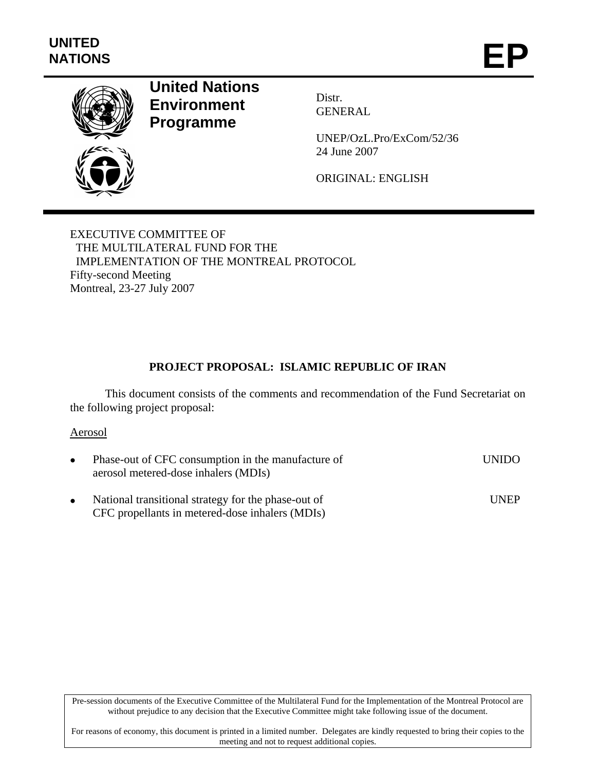**UNITED NATIONS**

# EP

## United Nations Environment Programme

Distr.
GENERAL

UNEP/OzL.Pro/ExCom/52/36
24 June 2007

ORIGINAL: ENGLISH

EXECUTIVE COMMITTEE OF
THE MULTILATERAL FUND FOR THE
IMPLEMENTATION OF THE MONTREAL PROTOCOL
Fifty-second Meeting
Montreal, 23-27 July 2007

**PROJECT PROPOSAL: ISLAMIC REPUBLIC OF IRAN**

This document consists of the comments and recommendation of the Fund Secretariat on the following project proposal:

Aerosol

- Phase-out of CFC consumption in the manufacture of aerosol metered-dose inhalers (MDIs) — UNIDO
- National transitional strategy for the phase-out of CFC propellants in metered-dose inhalers (MDIs) — UNEP

Pre-session documents of the Executive Committee of the Multilateral Fund for the Implementation of the Montreal Protocol are without prejudice to any decision that the Executive Committee might take following issue of the document.

For reasons of economy, this document is printed in a limited number. Delegates are kindly requested to bring their copies to the meeting and not to request additional copies.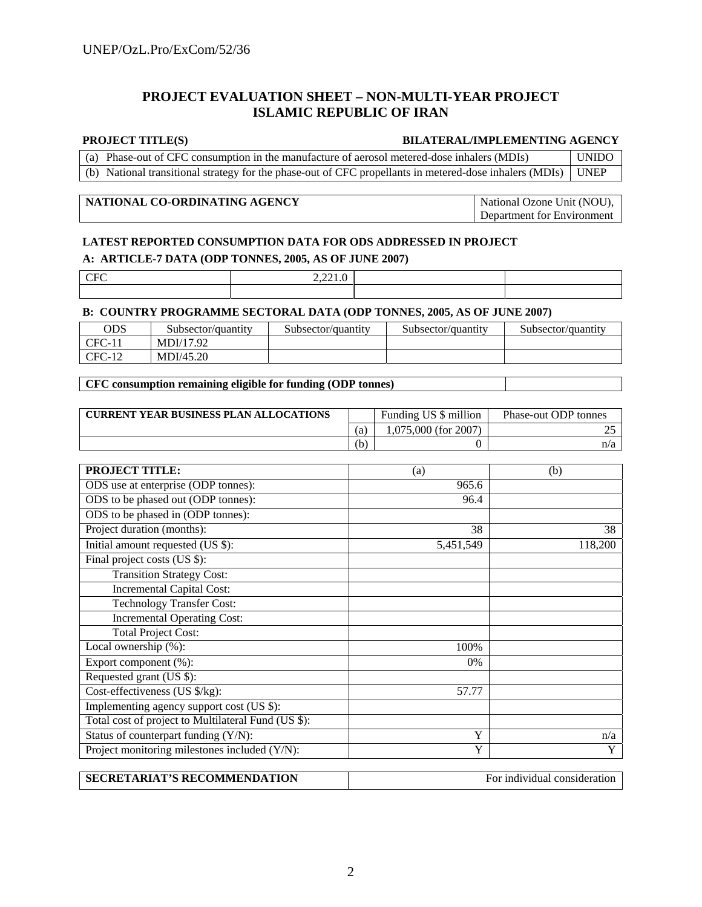# PROJECT EVALUATION SHEET – NON-MULTI-YEAR PROJECT
# ISLAMIC REPUBLIC OF IRAN

| PROJECT TITLE(S) | BILATERAL/IMPLEMENTING AGENCY |
|---|---|
| (a) Phase-out of CFC consumption in the manufacture of aerosol metered-dose inhalers (MDIs) | UNIDO |
| (b) National transitional strategy for the phase-out of CFC propellants in metered-dose inhalers (MDIs) | UNEP |

| NATIONAL CO-ORDINATING AGENCY | National Ozone Unit (NOU), Department for Environment |
|---|---|

**LATEST REPORTED CONSUMPTION DATA FOR ODS ADDRESSED IN PROJECT**

**A: ARTICLE-7 DATA (ODP TONNES, 2005, AS OF JUNE 2007)**

| CFC | 2,221.0 | | |
|---|---|---|---|
| | | | |

**B: COUNTRY PROGRAMME SECTORAL DATA (ODP TONNES, 2005, AS OF JUNE 2007)**

| ODS | Subsector/quantity | Subsector/quantity | Subsector/quantity | Subsector/quantity |
|---|---|---|---|---|
| CFC-11 | MDI/17.92 | | | |
| CFC-12 | MDI/45.20 | | | |

| CFC consumption remaining eligible for funding (ODP tonnes) | |
|---|---|

| CURRENT YEAR BUSINESS PLAN ALLOCATIONS | | Funding US $ million | Phase-out ODP tonnes |
|---|---|---|---|
| | (a) | 1,075,000 (for 2007) | 25 |
| | (b) | 0 | n/a |

| PROJECT TITLE: | (a) | (b) |
|---|---|---|
| ODS use at enterprise (ODP tonnes): | 965.6 | |
| ODS to be phased out (ODP tonnes): | 96.4 | |
| ODS to be phased in (ODP tonnes): | | |
| Project duration (months): | 38 | 38 |
| Initial amount requested (US $): | 5,451,549 | 118,200 |
| Final project costs (US $): | | |
| Transition Strategy Cost: | | |
| Incremental Capital Cost: | | |
| Technology Transfer Cost: | | |
| Incremental Operating Cost: | | |
| Total Project Cost: | | |
| Local ownership (%): | 100% | |
| Export component (%): | 0% | |
| Requested grant (US $): | | |
| Cost-effectiveness (US $/kg): | 57.77 | |
| Implementing agency support cost (US $): | | |
| Total cost of project to Multilateral Fund (US $): | | |
| Status of counterpart funding (Y/N): | Y | n/a |
| Project monitoring milestones included (Y/N): | Y | Y |

| SECRETARIAT'S RECOMMENDATION | For individual consideration |
|---|---|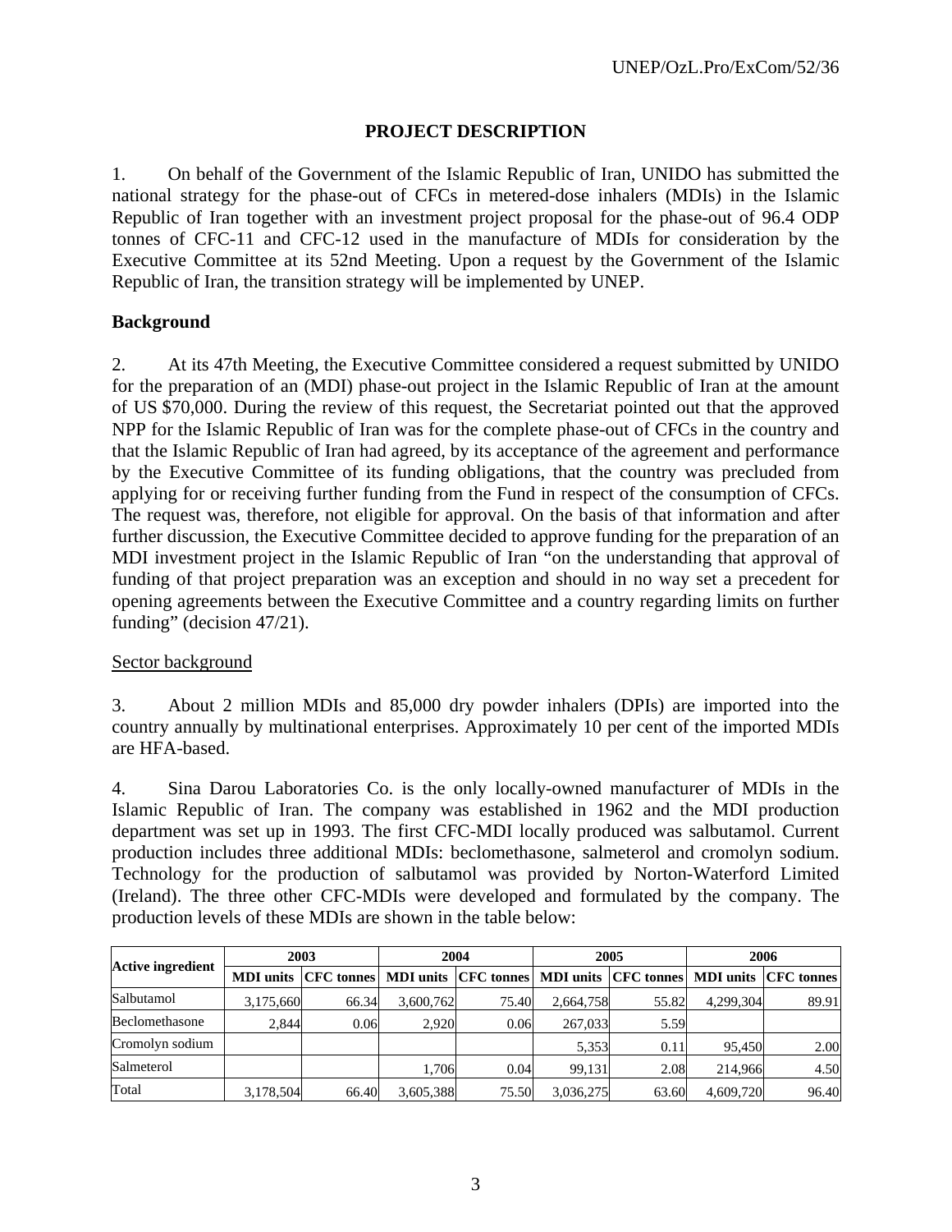## PROJECT DESCRIPTION

1. On behalf of the Government of the Islamic Republic of Iran, UNIDO has submitted the national strategy for the phase-out of CFCs in metered-dose inhalers (MDIs) in the Islamic Republic of Iran together with an investment project proposal for the phase-out of 96.4 ODP tonnes of CFC-11 and CFC-12 used in the manufacture of MDIs for consideration by the Executive Committee at its 52nd Meeting. Upon a request by the Government of the Islamic Republic of Iran, the transition strategy will be implemented by UNEP.

### Background

2. At its 47th Meeting, the Executive Committee considered a request submitted by UNIDO for the preparation of an (MDI) phase-out project in the Islamic Republic of Iran at the amount of US $70,000. During the review of this request, the Secretariat pointed out that the approved NPP for the Islamic Republic of Iran was for the complete phase-out of CFCs in the country and that the Islamic Republic of Iran had agreed, by its acceptance of the agreement and performance by the Executive Committee of its funding obligations, that the country was precluded from applying for or receiving further funding from the Fund in respect of the consumption of CFCs. The request was, therefore, not eligible for approval. On the basis of that information and after further discussion, the Executive Committee decided to approve funding for the preparation of an MDI investment project in the Islamic Republic of Iran "on the understanding that approval of funding of that project preparation was an exception and should in no way set a precedent for opening agreements between the Executive Committee and a country regarding limits on further funding" (decision 47/21).

Sector background

3. About 2 million MDIs and 85,000 dry powder inhalers (DPIs) are imported into the country annually by multinational enterprises. Approximately 10 per cent of the imported MDIs are HFA-based.

4. Sina Darou Laboratories Co. is the only locally-owned manufacturer of MDIs in the Islamic Republic of Iran. The company was established in 1962 and the MDI production department was set up in 1993. The first CFC-MDI locally produced was salbutamol. Current production includes three additional MDIs: beclomethasone, salmeterol and cromolyn sodium. Technology for the production of salbutamol was provided by Norton-Waterford Limited (Ireland). The three other CFC-MDIs were developed and formulated by the company. The production levels of these MDIs are shown in the table below:

| Active ingredient | 2003 | | 2004 | | 2005 | | 2006 | |
|---|---|---|---|---|---|---|---|---|
| | MDI units | CFC tonnes | MDI units | CFC tonnes | MDI units | CFC tonnes | MDI units | CFC tonnes |
| Salbutamol | 3,175,660 | 66.34 | 3,600,762 | 75.40 | 2,664,758 | 55.82 | 4,299,304 | 89.91 |
| Beclomethasone | 2,844 | 0.06 | 2,920 | 0.06 | 267,033 | 5.59 | | |
| Cromolyn sodium | | | | | 5,353 | 0.11 | 95,450 | 2.00 |
| Salmeterol | | | 1,706 | 0.04 | 99,131 | 2.08 | 214,966 | 4.50 |
| Total | 3,178,504 | 66.40 | 3,605,388 | 75.50 | 3,036,275 | 63.60 | 4,609,720 | 96.40 |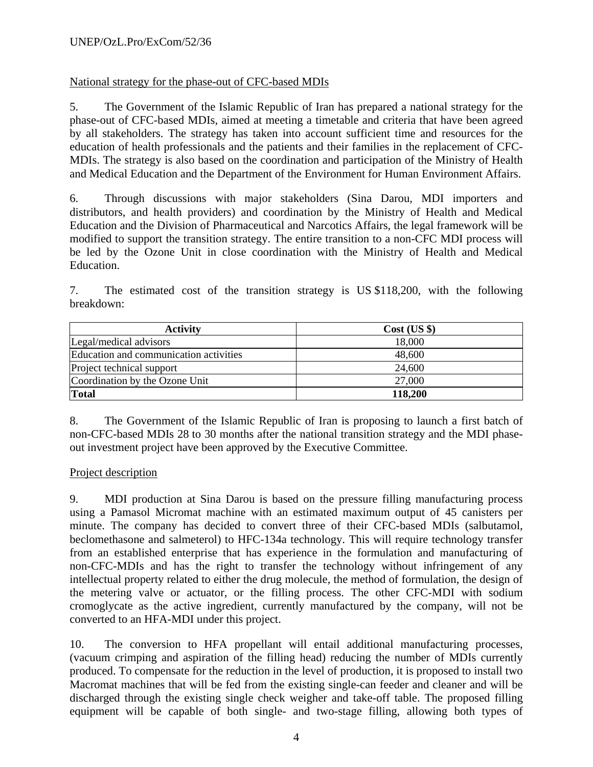National strategy for the phase-out of CFC-based MDIs

5. The Government of the Islamic Republic of Iran has prepared a national strategy for the phase-out of CFC-based MDIs, aimed at meeting a timetable and criteria that have been agreed by all stakeholders. The strategy has taken into account sufficient time and resources for the education of health professionals and the patients and their families in the replacement of CFC-MDIs. The strategy is also based on the coordination and participation of the Ministry of Health and Medical Education and the Department of the Environment for Human Environment Affairs.

6. Through discussions with major stakeholders (Sina Darou, MDI importers and distributors, and health providers) and coordination by the Ministry of Health and Medical Education and the Division of Pharmaceutical and Narcotics Affairs, the legal framework will be modified to support the transition strategy. The entire transition to a non-CFC MDI process will be led by the Ozone Unit in close coordination with the Ministry of Health and Medical Education.

7. The estimated cost of the transition strategy is US $118,200, with the following breakdown:

| Activity | Cost (US $) |
|---|---|
| Legal/medical advisors | 18,000 |
| Education and communication activities | 48,600 |
| Project technical support | 24,600 |
| Coordination by the Ozone Unit | 27,000 |
| **Total** | **118,200** |

8. The Government of the Islamic Republic of Iran is proposing to launch a first batch of non-CFC-based MDIs 28 to 30 months after the national transition strategy and the MDI phase-out investment project have been approved by the Executive Committee.

Project description

9. MDI production at Sina Darou is based on the pressure filling manufacturing process using a Pamasol Micromat machine with an estimated maximum output of 45 canisters per minute. The company has decided to convert three of their CFC-based MDIs (salbutamol, beclomethasone and salmeterol) to HFC-134a technology. This will require technology transfer from an established enterprise that has experience in the formulation and manufacturing of non-CFC-MDIs and has the right to transfer the technology without infringement of any intellectual property related to either the drug molecule, the method of formulation, the design of the metering valve or actuator, or the filling process. The other CFC-MDI with sodium cromoglycate as the active ingredient, currently manufactured by the company, will not be converted to an HFA-MDI under this project.

10. The conversion to HFA propellant will entail additional manufacturing processes, (vacuum crimping and aspiration of the filling head) reducing the number of MDIs currently produced. To compensate for the reduction in the level of production, it is proposed to install two Macromat machines that will be fed from the existing single-can feeder and cleaner and will be discharged through the existing single check weigher and take-off table. The proposed filling equipment will be capable of both single- and two-stage filling, allowing both types of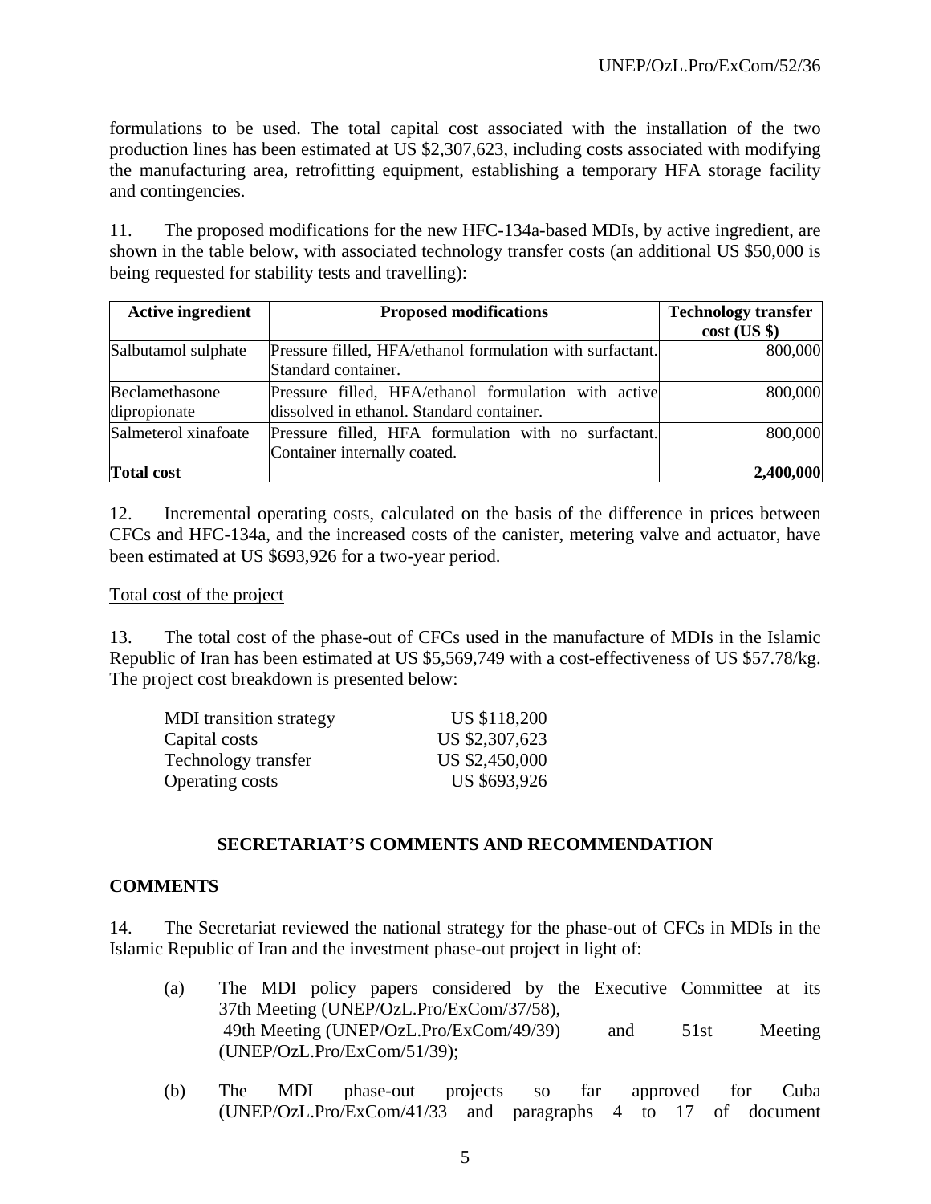formulations to be used. The total capital cost associated with the installation of the two production lines has been estimated at US $2,307,623, including costs associated with modifying the manufacturing area, retrofitting equipment, establishing a temporary HFA storage facility and contingencies.

11. The proposed modifications for the new HFC-134a-based MDIs, by active ingredient, are shown in the table below, with associated technology transfer costs (an additional US $50,000 is being requested for stability tests and travelling):

| Active ingredient | Proposed modifications | Technology transfer cost (US $) |
|---|---|---|
| Salbutamol sulphate | Pressure filled, HFA/ethanol formulation with surfactant. Standard container. | 800,000 |
| Beclamethasone dipropionate | Pressure filled, HFA/ethanol formulation with active dissolved in ethanol. Standard container. | 800,000 |
| Salmeterol xinafoate | Pressure filled, HFA formulation with no surfactant. Container internally coated. | 800,000 |
| **Total cost** | | **2,400,000** |

12. Incremental operating costs, calculated on the basis of the difference in prices between CFCs and HFC-134a, and the increased costs of the canister, metering valve and actuator, have been estimated at US $693,926 for a two-year period.

Total cost of the project

13. The total cost of the phase-out of CFCs used in the manufacture of MDIs in the Islamic Republic of Iran has been estimated at US $5,569,749 with a cost-effectiveness of US $57.78/kg. The project cost breakdown is presented below:

| | |
|---|---|
| MDI transition strategy | US $118,200 |
| Capital costs | US $2,307,623 |
| Technology transfer | US $2,450,000 |
| Operating costs | US $693,926 |

## SECRETARIAT'S COMMENTS AND RECOMMENDATION

### COMMENTS

14. The Secretariat reviewed the national strategy for the phase-out of CFCs in MDIs in the Islamic Republic of Iran and the investment phase-out project in light of:

(a) The MDI policy papers considered by the Executive Committee at its 37th Meeting (UNEP/OzL.Pro/ExCom/37/58), 49th Meeting (UNEP/OzL.Pro/ExCom/49/39) and 51st Meeting (UNEP/OzL.Pro/ExCom/51/39);

(b) The MDI phase-out projects so far approved for Cuba (UNEP/OzL.Pro/ExCom/41/33 and paragraphs 4 to 17 of document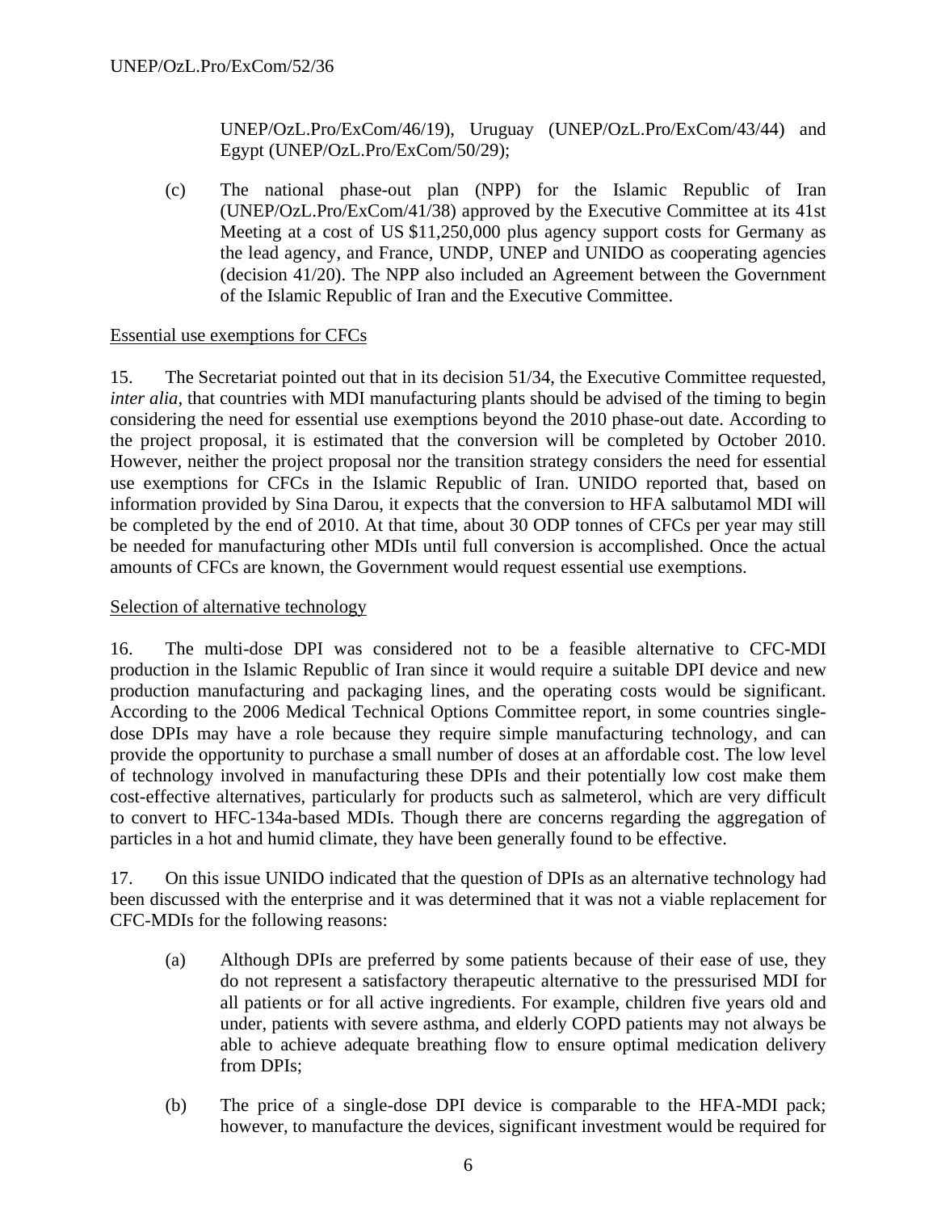UNEP/OzL.Pro/ExCom/46/19), Uruguay (UNEP/OzL.Pro/ExCom/43/44) and Egypt (UNEP/OzL.Pro/ExCom/50/29);

(c) The national phase-out plan (NPP) for the Islamic Republic of Iran (UNEP/OzL.Pro/ExCom/41/38) approved by the Executive Committee at its 41st Meeting at a cost of US $11,250,000 plus agency support costs for Germany as the lead agency, and France, UNDP, UNEP and UNIDO as cooperating agencies (decision 41/20). The NPP also included an Agreement between the Government of the Islamic Republic of Iran and the Executive Committee.

Essential use exemptions for CFCs

15. The Secretariat pointed out that in its decision 51/34, the Executive Committee requested, *inter alia*, that countries with MDI manufacturing plants should be advised of the timing to begin considering the need for essential use exemptions beyond the 2010 phase-out date. According to the project proposal, it is estimated that the conversion will be completed by October 2010. However, neither the project proposal nor the transition strategy considers the need for essential use exemptions for CFCs in the Islamic Republic of Iran. UNIDO reported that, based on information provided by Sina Darou, it expects that the conversion to HFA salbutamol MDI will be completed by the end of 2010. At that time, about 30 ODP tonnes of CFCs per year may still be needed for manufacturing other MDIs until full conversion is accomplished. Once the actual amounts of CFCs are known, the Government would request essential use exemptions.

Selection of alternative technology

16. The multi-dose DPI was considered not to be a feasible alternative to CFC-MDI production in the Islamic Republic of Iran since it would require a suitable DPI device and new production manufacturing and packaging lines, and the operating costs would be significant. According to the 2006 Medical Technical Options Committee report, in some countries single-dose DPIs may have a role because they require simple manufacturing technology, and can provide the opportunity to purchase a small number of doses at an affordable cost. The low level of technology involved in manufacturing these DPIs and their potentially low cost make them cost-effective alternatives, particularly for products such as salmeterol, which are very difficult to convert to HFC-134a-based MDIs. Though there are concerns regarding the aggregation of particles in a hot and humid climate, they have been generally found to be effective.

17. On this issue UNIDO indicated that the question of DPIs as an alternative technology had been discussed with the enterprise and it was determined that it was not a viable replacement for CFC-MDIs for the following reasons:

(a) Although DPIs are preferred by some patients because of their ease of use, they do not represent a satisfactory therapeutic alternative to the pressurised MDI for all patients or for all active ingredients. For example, children five years old and under, patients with severe asthma, and elderly COPD patients may not always be able to achieve adequate breathing flow to ensure optimal medication delivery from DPIs;

(b) The price of a single-dose DPI device is comparable to the HFA-MDI pack; however, to manufacture the devices, significant investment would be required for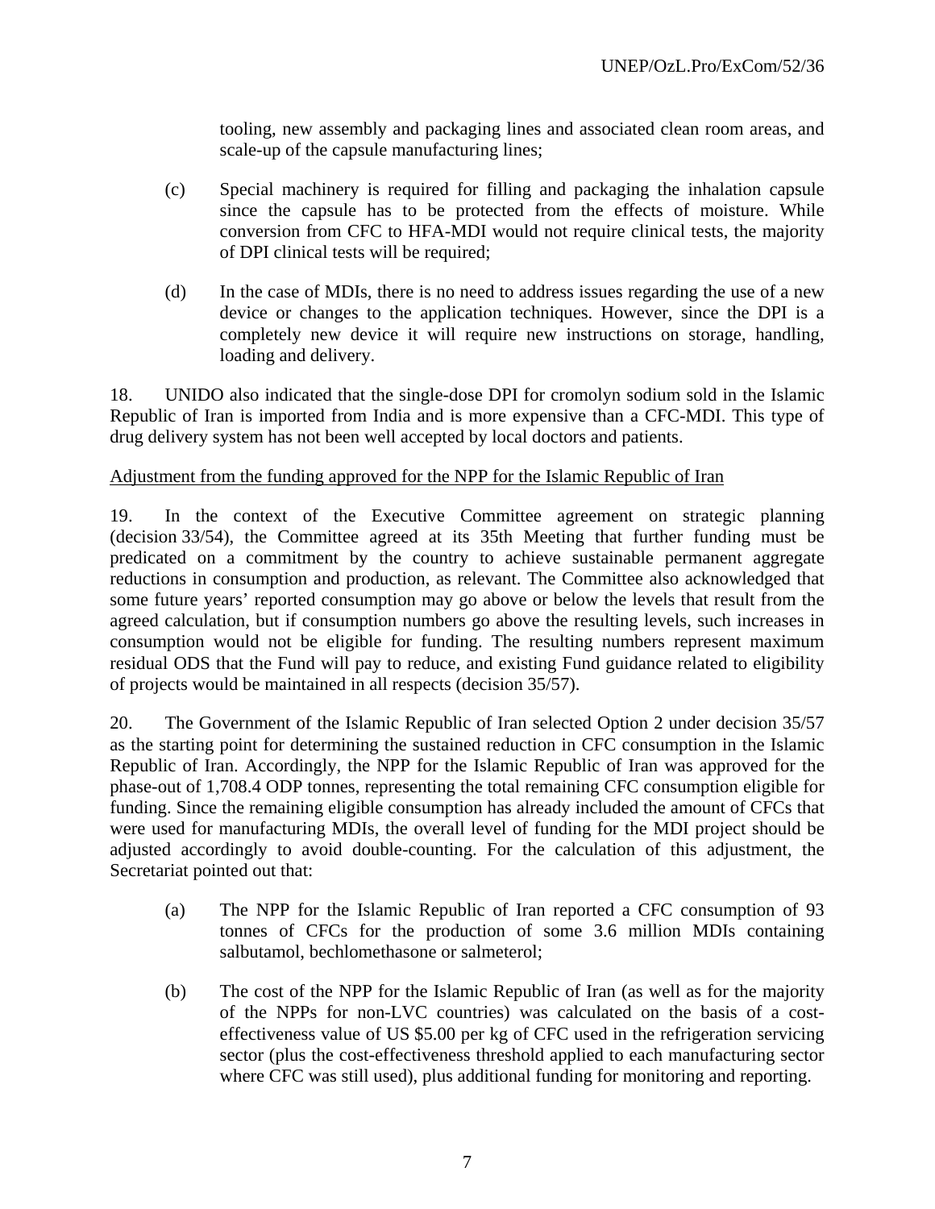tooling, new assembly and packaging lines and associated clean room areas, and scale-up of the capsule manufacturing lines;

(c) Special machinery is required for filling and packaging the inhalation capsule since the capsule has to be protected from the effects of moisture. While conversion from CFC to HFA-MDI would not require clinical tests, the majority of DPI clinical tests will be required;

(d) In the case of MDIs, there is no need to address issues regarding the use of a new device or changes to the application techniques. However, since the DPI is a completely new device it will require new instructions on storage, handling, loading and delivery.

18. UNIDO also indicated that the single-dose DPI for cromolyn sodium sold in the Islamic Republic of Iran is imported from India and is more expensive than a CFC-MDI. This type of drug delivery system has not been well accepted by local doctors and patients.

Adjustment from the funding approved for the NPP for the Islamic Republic of Iran

19. In the context of the Executive Committee agreement on strategic planning (decision 33/54), the Committee agreed at its 35th Meeting that further funding must be predicated on a commitment by the country to achieve sustainable permanent aggregate reductions in consumption and production, as relevant. The Committee also acknowledged that some future years' reported consumption may go above or below the levels that result from the agreed calculation, but if consumption numbers go above the resulting levels, such increases in consumption would not be eligible for funding. The resulting numbers represent maximum residual ODS that the Fund will pay to reduce, and existing Fund guidance related to eligibility of projects would be maintained in all respects (decision 35/57).

20. The Government of the Islamic Republic of Iran selected Option 2 under decision 35/57 as the starting point for determining the sustained reduction in CFC consumption in the Islamic Republic of Iran. Accordingly, the NPP for the Islamic Republic of Iran was approved for the phase-out of 1,708.4 ODP tonnes, representing the total remaining CFC consumption eligible for funding. Since the remaining eligible consumption has already included the amount of CFCs that were used for manufacturing MDIs, the overall level of funding for the MDI project should be adjusted accordingly to avoid double-counting. For the calculation of this adjustment, the Secretariat pointed out that:

(a) The NPP for the Islamic Republic of Iran reported a CFC consumption of 93 tonnes of CFCs for the production of some 3.6 million MDIs containing salbutamol, bechlomethasone or salmeterol;

(b) The cost of the NPP for the Islamic Republic of Iran (as well as for the majority of the NPPs for non-LVC countries) was calculated on the basis of a cost-effectiveness value of US $5.00 per kg of CFC used in the refrigeration servicing sector (plus the cost-effectiveness threshold applied to each manufacturing sector where CFC was still used), plus additional funding for monitoring and reporting.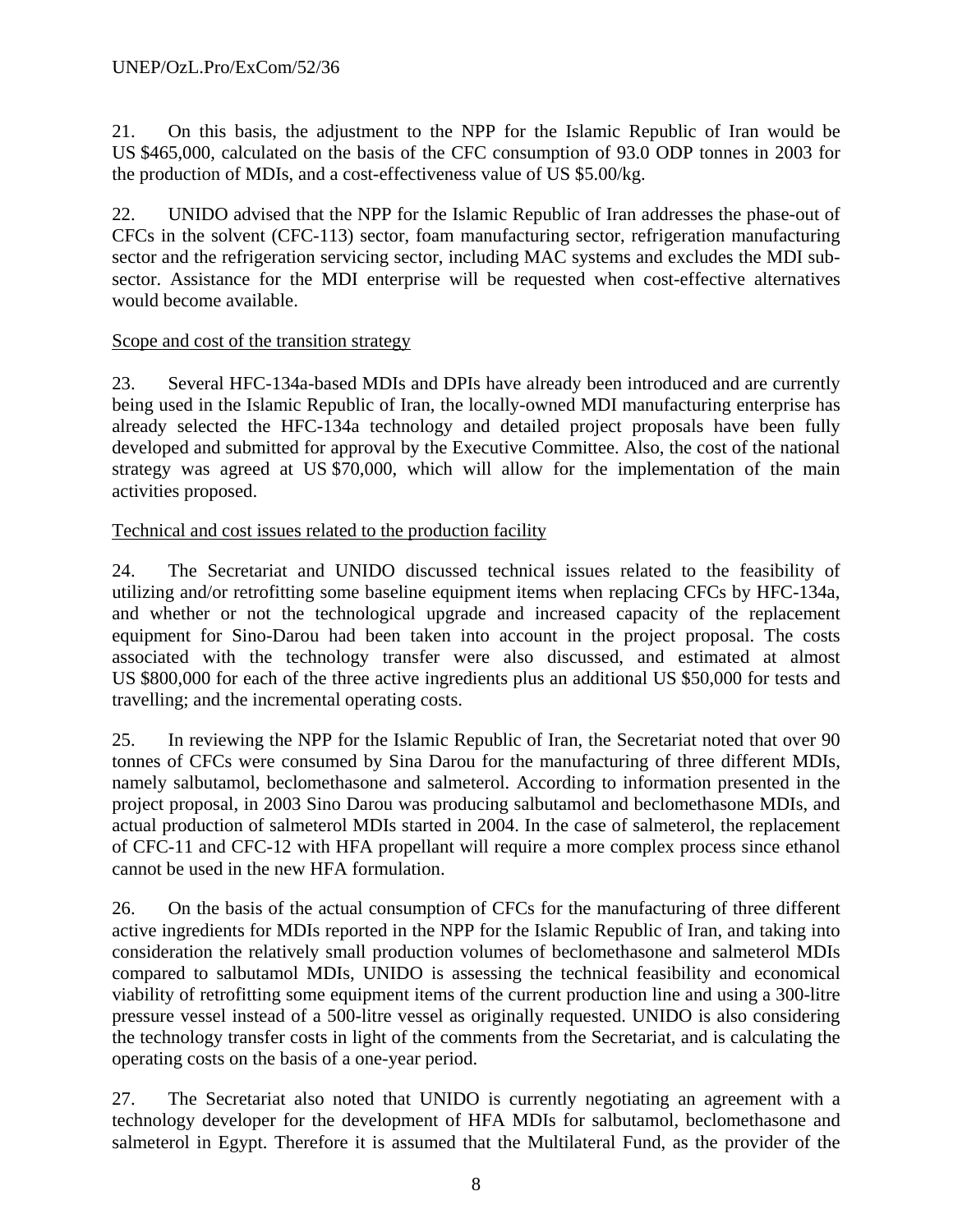21. On this basis, the adjustment to the NPP for the Islamic Republic of Iran would be US $465,000, calculated on the basis of the CFC consumption of 93.0 ODP tonnes in 2003 for the production of MDIs, and a cost-effectiveness value of US $5.00/kg.

22. UNIDO advised that the NPP for the Islamic Republic of Iran addresses the phase-out of CFCs in the solvent (CFC-113) sector, foam manufacturing sector, refrigeration manufacturing sector and the refrigeration servicing sector, including MAC systems and excludes the MDI sub-sector. Assistance for the MDI enterprise will be requested when cost-effective alternatives would become available.

Scope and cost of the transition strategy

23. Several HFC-134a-based MDIs and DPIs have already been introduced and are currently being used in the Islamic Republic of Iran, the locally-owned MDI manufacturing enterprise has already selected the HFC-134a technology and detailed project proposals have been fully developed and submitted for approval by the Executive Committee. Also, the cost of the national strategy was agreed at US $70,000, which will allow for the implementation of the main activities proposed.

Technical and cost issues related to the production facility

24. The Secretariat and UNIDO discussed technical issues related to the feasibility of utilizing and/or retrofitting some baseline equipment items when replacing CFCs by HFC-134a, and whether or not the technological upgrade and increased capacity of the replacement equipment for Sino-Darou had been taken into account in the project proposal. The costs associated with the technology transfer were also discussed, and estimated at almost US $800,000 for each of the three active ingredients plus an additional US $50,000 for tests and travelling; and the incremental operating costs.

25. In reviewing the NPP for the Islamic Republic of Iran, the Secretariat noted that over 90 tonnes of CFCs were consumed by Sina Darou for the manufacturing of three different MDIs, namely salbutamol, beclomethasone and salmeterol. According to information presented in the project proposal, in 2003 Sino Darou was producing salbutamol and beclomethasone MDIs, and actual production of salmeterol MDIs started in 2004. In the case of salmeterol, the replacement of CFC-11 and CFC-12 with HFA propellant will require a more complex process since ethanol cannot be used in the new HFA formulation.

26. On the basis of the actual consumption of CFCs for the manufacturing of three different active ingredients for MDIs reported in the NPP for the Islamic Republic of Iran, and taking into consideration the relatively small production volumes of beclomethasone and salmeterol MDIs compared to salbutamol MDIs, UNIDO is assessing the technical feasibility and economical viability of retrofitting some equipment items of the current production line and using a 300-litre pressure vessel instead of a 500-litre vessel as originally requested. UNIDO is also considering the technology transfer costs in light of the comments from the Secretariat, and is calculating the operating costs on the basis of a one-year period.

27. The Secretariat also noted that UNIDO is currently negotiating an agreement with a technology developer for the development of HFA MDIs for salbutamol, beclomethasone and salmeterol in Egypt. Therefore it is assumed that the Multilateral Fund, as the provider of the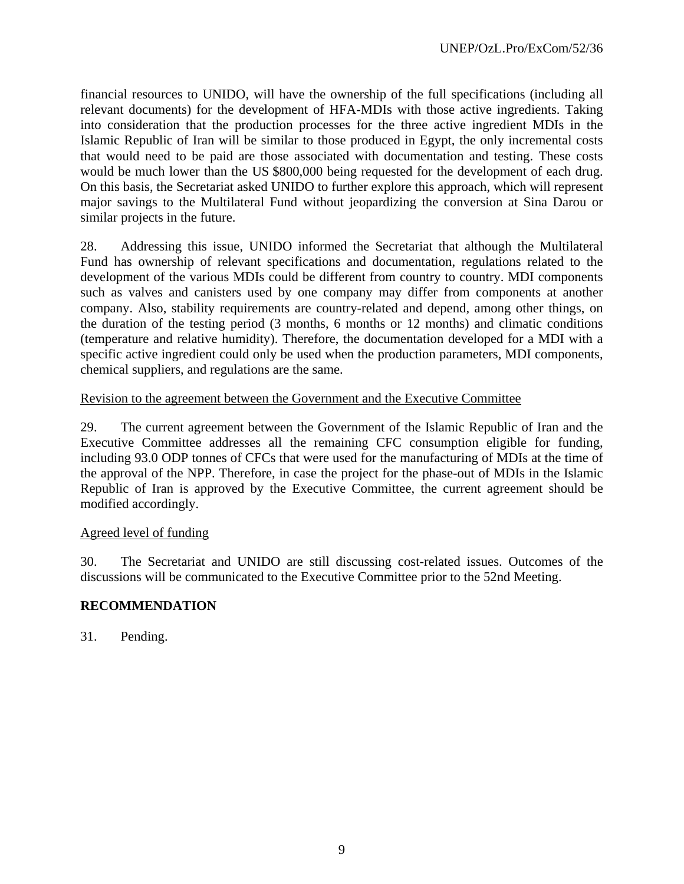financial resources to UNIDO, will have the ownership of the full specifications (including all relevant documents) for the development of HFA-MDIs with those active ingredients. Taking into consideration that the production processes for the three active ingredient MDIs in the Islamic Republic of Iran will be similar to those produced in Egypt, the only incremental costs that would need to be paid are those associated with documentation and testing. These costs would be much lower than the US $800,000 being requested for the development of each drug. On this basis, the Secretariat asked UNIDO to further explore this approach, which will represent major savings to the Multilateral Fund without jeopardizing the conversion at Sina Darou or similar projects in the future.

28. Addressing this issue, UNIDO informed the Secretariat that although the Multilateral Fund has ownership of relevant specifications and documentation, regulations related to the development of the various MDIs could be different from country to country. MDI components such as valves and canisters used by one company may differ from components at another company. Also, stability requirements are country-related and depend, among other things, on the duration of the testing period (3 months, 6 months or 12 months) and climatic conditions (temperature and relative humidity). Therefore, the documentation developed for a MDI with a specific active ingredient could only be used when the production parameters, MDI components, chemical suppliers, and regulations are the same.

<u>Revision to the agreement between the Government and the Executive Committee</u>

29. The current agreement between the Government of the Islamic Republic of Iran and the Executive Committee addresses all the remaining CFC consumption eligible for funding, including 93.0 ODP tonnes of CFCs that were used for the manufacturing of MDIs at the time of the approval of the NPP. Therefore, in case the project for the phase-out of MDIs in the Islamic Republic of Iran is approved by the Executive Committee, the current agreement should be modified accordingly.

<u>Agreed level of funding</u>

30. The Secretariat and UNIDO are still discussing cost-related issues. Outcomes of the discussions will be communicated to the Executive Committee prior to the 52nd Meeting.

**RECOMMENDATION**

31. Pending.